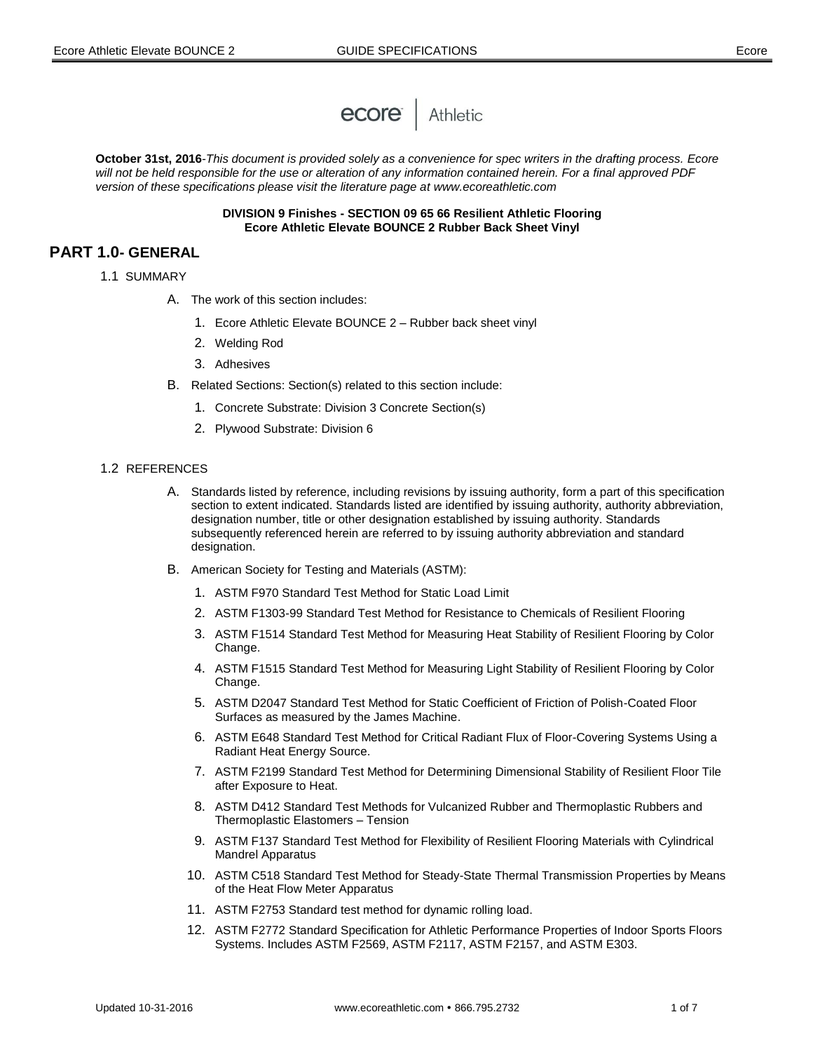ecore | Athletic

**October 31st, 2016**-*This document is provided solely as a convenience for spec writers in the drafting process. Ecore will not be held responsible for the use or alteration of any information contained herein. For a final approved PDF version of these specifications please visit the literature page at www.ecoreathletic.com*

**DIVISION 9 Finishes - SECTION 09 65 66 Resilient Athletic Flooring**
**Ecore Athletic Elevate BOUNCE 2 Rubber Back Sheet Vinyl**

# PART 1.0- GENERAL

## 1.1 SUMMARY

A. The work of this section includes:

1. Ecore Athletic Elevate BOUNCE 2 – Rubber back sheet vinyl
2. Welding Rod
3. Adhesives

B. Related Sections: Section(s) related to this section include:

1. Concrete Substrate: Division 3 Concrete Section(s)
2. Plywood Substrate: Division 6

## 1.2 REFERENCES

A. Standards listed by reference, including revisions by issuing authority, form a part of this specification section to extent indicated. Standards listed are identified by issuing authority, authority abbreviation, designation number, title or other designation established by issuing authority. Standards subsequently referenced herein are referred to by issuing authority abbreviation and standard designation.

B. American Society for Testing and Materials (ASTM):

1. ASTM F970 Standard Test Method for Static Load Limit
2. ASTM F1303-99 Standard Test Method for Resistance to Chemicals of Resilient Flooring
3. ASTM F1514 Standard Test Method for Measuring Heat Stability of Resilient Flooring by Color Change.
4. ASTM F1515 Standard Test Method for Measuring Light Stability of Resilient Flooring by Color Change.
5. ASTM D2047 Standard Test Method for Static Coefficient of Friction of Polish-Coated Floor Surfaces as measured by the James Machine.
6. ASTM E648 Standard Test Method for Critical Radiant Flux of Floor-Covering Systems Using a Radiant Heat Energy Source.
7. ASTM F2199 Standard Test Method for Determining Dimensional Stability of Resilient Floor Tile after Exposure to Heat.
8. ASTM D412 Standard Test Methods for Vulcanized Rubber and Thermoplastic Rubbers and Thermoplastic Elastomers – Tension
9. ASTM F137 Standard Test Method for Flexibility of Resilient Flooring Materials with Cylindrical Mandrel Apparatus
10. ASTM C518 Standard Test Method for Steady-State Thermal Transmission Properties by Means of the Heat Flow Meter Apparatus
11. ASTM F2753 Standard test method for dynamic rolling load.
12. ASTM F2772 Standard Specification for Athletic Performance Properties of Indoor Sports Floors Systems. Includes ASTM F2569, ASTM F2117, ASTM F2157, and ASTM E303.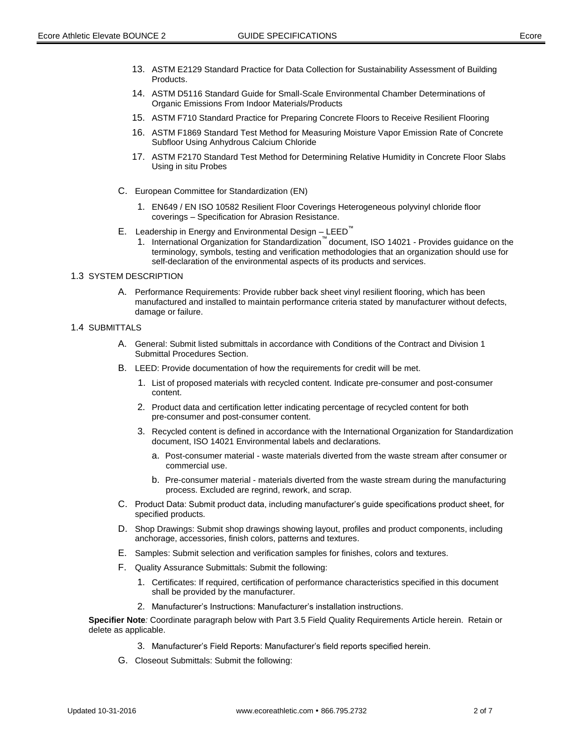13. ASTM E2129 Standard Practice for Data Collection for Sustainability Assessment of Building Products.
14. ASTM D5116 Standard Guide for Small-Scale Environmental Chamber Determinations of Organic Emissions From Indoor Materials/Products
15. ASTM F710 Standard Practice for Preparing Concrete Floors to Receive Resilient Flooring
16. ASTM F1869 Standard Test Method for Measuring Moisture Vapor Emission Rate of Concrete Subfloor Using Anhydrous Calcium Chloride
17. ASTM F2170 Standard Test Method for Determining Relative Humidity in Concrete Floor Slabs Using in situ Probes

C. European Committee for Standardization (EN)

1. EN649 / EN ISO 10582 Resilient Floor Coverings Heterogeneous polyvinyl chloride floor coverings – Specification for Abrasion Resistance.

E. Leadership in Energy and Environmental Design – LEED™

1. International Organization for Standardization™ document, ISO 14021 - Provides guidance on the terminology, symbols, testing and verification methodologies that an organization should use for self-declaration of the environmental aspects of its products and services.

## 1.3 SYSTEM DESCRIPTION

A. Performance Requirements: Provide rubber back sheet vinyl resilient flooring, which has been manufactured and installed to maintain performance criteria stated by manufacturer without defects, damage or failure.

## 1.4 SUBMITTALS

A. General: Submit listed submittals in accordance with Conditions of the Contract and Division 1 Submittal Procedures Section.

B. LEED: Provide documentation of how the requirements for credit will be met.

1. List of proposed materials with recycled content. Indicate pre-consumer and post-consumer content.
2. Product data and certification letter indicating percentage of recycled content for both pre-consumer and post-consumer content.
3. Recycled content is defined in accordance with the International Organization for Standardization document, ISO 14021 Environmental labels and declarations.
   a. Post-consumer material - waste materials diverted from the waste stream after consumer or commercial use.
   b. Pre-consumer material - materials diverted from the waste stream during the manufacturing process. Excluded are regrind, rework, and scrap.

C. Product Data: Submit product data, including manufacturer's guide specifications product sheet, for specified products.

D. Shop Drawings: Submit shop drawings showing layout, profiles and product components, including anchorage, accessories, finish colors, patterns and textures.

E. Samples: Submit selection and verification samples for finishes, colors and textures.

F. Quality Assurance Submittals: Submit the following:

1. Certificates: If required, certification of performance characteristics specified in this document shall be provided by the manufacturer.
2. Manufacturer's Instructions: Manufacturer's installation instructions.

**Specifier Note***:* Coordinate paragraph below with Part 3.5 Field Quality Requirements Article herein. Retain or delete as applicable.

3. Manufacturer's Field Reports: Manufacturer's field reports specified herein.

G. Closeout Submittals: Submit the following: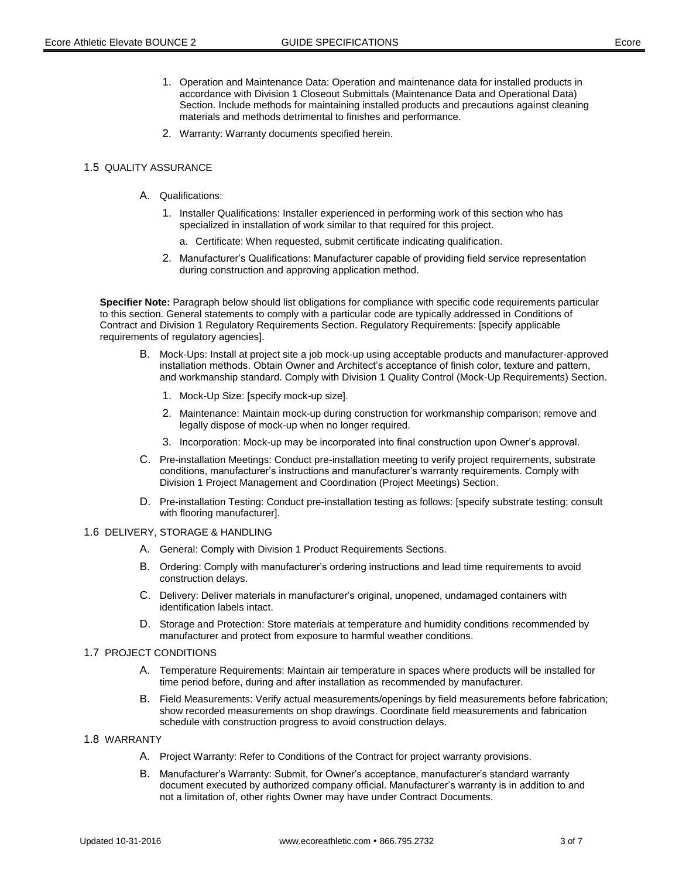1. Operation and Maintenance Data: Operation and maintenance data for installed products in accordance with Division 1 Closeout Submittals (Maintenance Data and Operational Data) Section. Include methods for maintaining installed products and precautions against cleaning materials and methods detrimental to finishes and performance.
2. Warranty: Warranty documents specified herein.

## 1.5 QUALITY ASSURANCE

A. Qualifications:

1. Installer Qualifications: Installer experienced in performing work of this section who has specialized in installation of work similar to that required for this project.
   a. Certificate: When requested, submit certificate indicating qualification.
2. Manufacturer's Qualifications: Manufacturer capable of providing field service representation during construction and approving application method.

**Specifier Note:** Paragraph below should list obligations for compliance with specific code requirements particular to this section. General statements to comply with a particular code are typically addressed in Conditions of Contract and Division 1 Regulatory Requirements Section. Regulatory Requirements: [specify applicable requirements of regulatory agencies].

B. Mock-Ups: Install at project site a job mock-up using acceptable products and manufacturer-approved installation methods. Obtain Owner and Architect's acceptance of finish color, texture and pattern, and workmanship standard. Comply with Division 1 Quality Control (Mock-Up Requirements) Section.

1. Mock-Up Size: [specify mock-up size].
2. Maintenance: Maintain mock-up during construction for workmanship comparison; remove and legally dispose of mock-up when no longer required.
3. Incorporation: Mock-up may be incorporated into final construction upon Owner's approval.

C. Pre-installation Meetings: Conduct pre-installation meeting to verify project requirements, substrate conditions, manufacturer's instructions and manufacturer's warranty requirements. Comply with Division 1 Project Management and Coordination (Project Meetings) Section.

D. Pre-installation Testing: Conduct pre-installation testing as follows: [specify substrate testing; consult with flooring manufacturer].

## 1.6 DELIVERY, STORAGE & HANDLING

A. General: Comply with Division 1 Product Requirements Sections.

B. Ordering: Comply with manufacturer's ordering instructions and lead time requirements to avoid construction delays.

C. Delivery: Deliver materials in manufacturer's original, unopened, undamaged containers with identification labels intact.

D. Storage and Protection: Store materials at temperature and humidity conditions recommended by manufacturer and protect from exposure to harmful weather conditions.

## 1.7 PROJECT CONDITIONS

A. Temperature Requirements: Maintain air temperature in spaces where products will be installed for time period before, during and after installation as recommended by manufacturer.

B. Field Measurements: Verify actual measurements/openings by field measurements before fabrication; show recorded measurements on shop drawings. Coordinate field measurements and fabrication schedule with construction progress to avoid construction delays.

## 1.8 WARRANTY

A. Project Warranty: Refer to Conditions of the Contract for project warranty provisions.

B. Manufacturer's Warranty: Submit, for Owner's acceptance, manufacturer's standard warranty document executed by authorized company official. Manufacturer's warranty is in addition to and not a limitation of, other rights Owner may have under Contract Documents.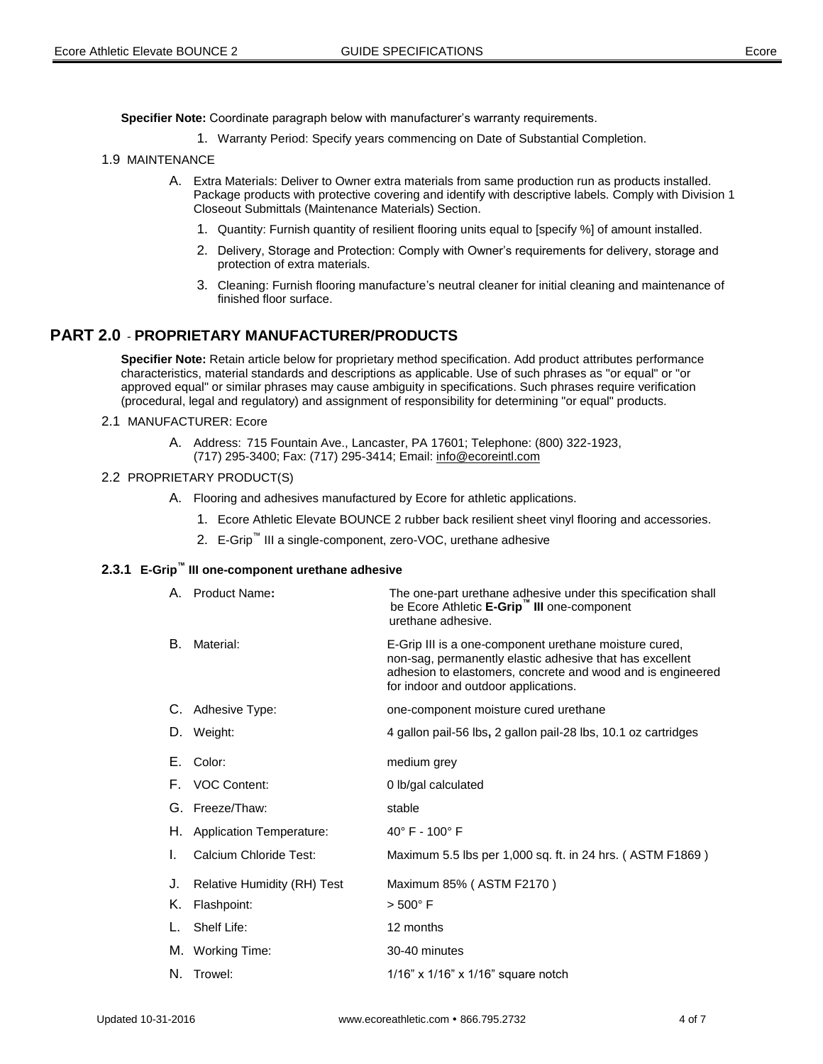**Specifier Note:** Coordinate paragraph below with manufacturer's warranty requirements.

1. Warranty Period: Specify years commencing on Date of Substantial Completion.

1.9 MAINTENANCE

A. Extra Materials: Deliver to Owner extra materials from same production run as products installed. Package products with protective covering and identify with descriptive labels. Comply with Division 1 Closeout Submittals (Maintenance Materials) Section.

1. Quantity: Furnish quantity of resilient flooring units equal to [specify %] of amount installed.
2. Delivery, Storage and Protection: Comply with Owner's requirements for delivery, storage and protection of extra materials.
3. Cleaning: Furnish flooring manufacture's neutral cleaner for initial cleaning and maintenance of finished floor surface.

## PART 2.0 - PROPRIETARY MANUFACTURER/PRODUCTS

**Specifier Note:** Retain article below for proprietary method specification. Add product attributes performance characteristics, material standards and descriptions as applicable. Use of such phrases as "or equal" or "or approved equal" or similar phrases may cause ambiguity in specifications. Such phrases require verification (procedural, legal and regulatory) and assignment of responsibility for determining "or equal" products.

2.1 MANUFACTURER: Ecore

A. Address: 715 Fountain Ave., Lancaster, PA 17601; Telephone: (800) 322-1923, (717) 295-3400; Fax: (717) 295-3414; Email: info@ecoreintl.com

2.2 PROPRIETARY PRODUCT(S)

A. Flooring and adhesives manufactured by Ecore for athletic applications.

1. Ecore Athletic Elevate BOUNCE 2 rubber back resilient sheet vinyl flooring and accessories.
2. E-Grip™ III a single-component, zero-VOC, urethane adhesive

### 2.3.1 E-Grip™ III one-component urethane adhesive

| | |
|---|---|
| A. Product Name**:** | The one-part urethane adhesive under this specification shall be Ecore Athletic **E-Grip™ III** one-component urethane adhesive. |
| B. Material: | E-Grip III is a one-component urethane moisture cured, non-sag, permanently elastic adhesive that has excellent adhesion to elastomers, concrete and wood and is engineered for indoor and outdoor applications. |
| C. Adhesive Type: | one-component moisture cured urethane |
| D. Weight: | 4 gallon pail-56 lbs**,** 2 gallon pail-28 lbs, 10.1 oz cartridges |
| E. Color: | medium grey |
| F. VOC Content: | 0 lb/gal calculated |
| G. Freeze/Thaw: | stable |
| H. Application Temperature: | 40° F - 100° F |
| I. Calcium Chloride Test: | Maximum 5.5 lbs per 1,000 sq. ft. in 24 hrs. ( ASTM F1869 ) |
| J. Relative Humidity (RH) Test | Maximum 85% ( ASTM F2170 ) |
| K. Flashpoint: | > 500° F |
| L. Shelf Life: | 12 months |
| M. Working Time: | 30-40 minutes |
| N. Trowel: | 1/16" x 1/16" x 1/16" square notch |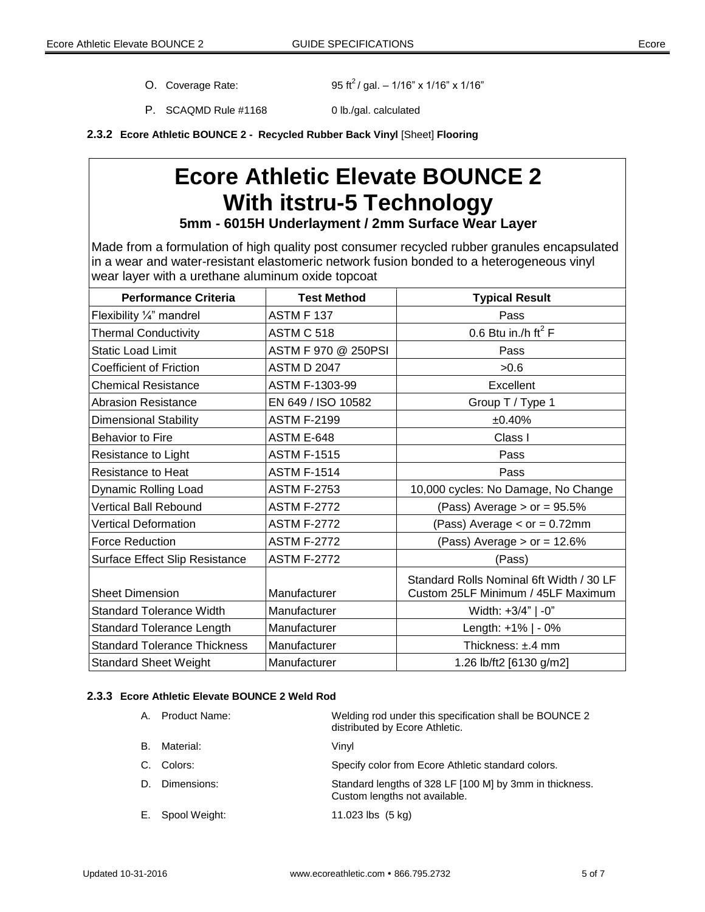O. Coverage Rate: 95 $ft^2$ / gal. – 1/16" x 1/16" x 1/16"

P. SCAQMD Rule #1168 0 lb./gal. calculated

### 2.3.2 Ecore Athletic BOUNCE 2 - Recycled Rubber Back Vinyl [Sheet] Flooring

# Ecore Athletic Elevate BOUNCE 2 With itstru-5 Technology

**5mm - 6015H Underlayment / 2mm Surface Wear Layer**

Made from a formulation of high quality post consumer recycled rubber granules encapsulated in a wear and water-resistant elastomeric network fusion bonded to a heterogeneous vinyl wear layer with a urethane aluminum oxide topcoat

| Performance Criteria | Test Method | Typical Result |
|---|---|---|
| Flexibility ¼" mandrel | ASTM F 137 | Pass |
| Thermal Conductivity | ASTM C 518 | 0.6 Btu in./h $ft^2$ F |
| Static Load Limit | ASTM F 970 @ 250PSI | Pass |
| Coefficient of Friction | ASTM D 2047 | >0.6 |
| Chemical Resistance | ASTM F-1303-99 | Excellent |
| Abrasion Resistance | EN 649 / ISO 10582 | Group T / Type 1 |
| Dimensional Stability | ASTM F-2199 | ±0.40% |
| Behavior to Fire | ASTM E-648 | Class I |
| Resistance to Light | ASTM F-1515 | Pass |
| Resistance to Heat | ASTM F-1514 | Pass |
| Dynamic Rolling Load | ASTM F-2753 | 10,000 cycles: No Damage, No Change |
| Vertical Ball Rebound | ASTM F-2772 | (Pass) Average > or = 95.5% |
| Vertical Deformation | ASTM F-2772 | (Pass) Average < or = 0.72mm |
| Force Reduction | ASTM F-2772 | (Pass) Average > or = 12.6% |
| Surface Effect Slip Resistance | ASTM F-2772 | (Pass) |
| Sheet Dimension | Manufacturer | Standard Rolls Nominal 6ft Width / 30 LF Custom 25LF Minimum / 45LF Maximum |
| Standard Tolerance Width | Manufacturer | Width: +3/4" \| -0" |
| Standard Tolerance Length | Manufacturer | Length: +1% \| - 0% |
| Standard Tolerance Thickness | Manufacturer | Thickness: ±.4 mm |
| Standard Sheet Weight | Manufacturer | 1.26 lb/ft2 [6130 g/m2] |

### 2.3.3 Ecore Athletic Elevate BOUNCE 2 Weld Rod

A. Product Name: Welding rod under this specification shall be BOUNCE 2 distributed by Ecore Athletic.

B. Material: Vinyl

C. Colors: Specify color from Ecore Athletic standard colors.

D. Dimensions: Standard lengths of 328 LF [100 M] by 3mm in thickness. Custom lengths not available.

E. Spool Weight: 11.023 lbs (5 kg)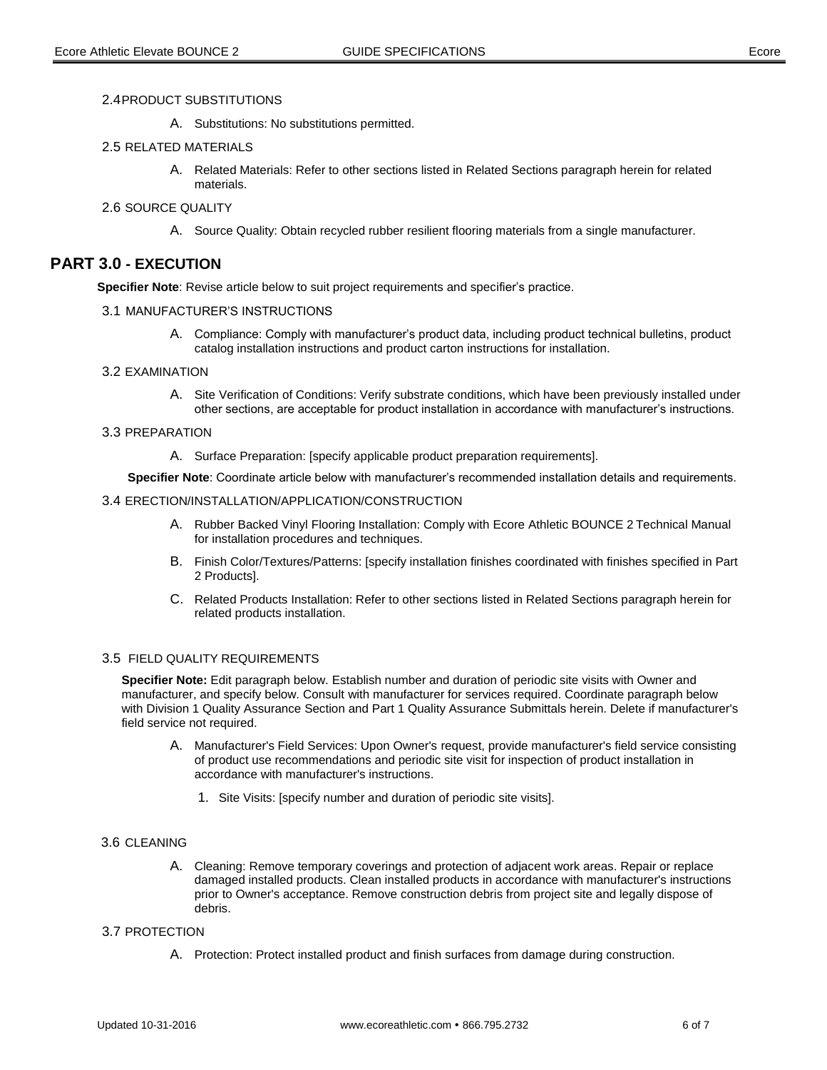### 2.4 PRODUCT SUBSTITUTIONS

A. Substitutions: No substitutions permitted.

### 2.5 RELATED MATERIALS

A. Related Materials: Refer to other sections listed in Related Sections paragraph herein for related materials.

### 2.6 SOURCE QUALITY

A. Source Quality: Obtain recycled rubber resilient flooring materials from a single manufacturer.

## PART 3.0 - EXECUTION

**Specifier Note**: Revise article below to suit project requirements and specifier's practice.

### 3.1 MANUFACTURER'S INSTRUCTIONS

A. Compliance: Comply with manufacturer's product data, including product technical bulletins, product catalog installation instructions and product carton instructions for installation.

### 3.2 EXAMINATION

A. Site Verification of Conditions: Verify substrate conditions, which have been previously installed under other sections, are acceptable for product installation in accordance with manufacturer's instructions.

### 3.3 PREPARATION

A. Surface Preparation: [specify applicable product preparation requirements].

**Specifier Note**: Coordinate article below with manufacturer's recommended installation details and requirements.

### 3.4 ERECTION/INSTALLATION/APPLICATION/CONSTRUCTION

A. Rubber Backed Vinyl Flooring Installation: Comply with Ecore Athletic BOUNCE 2 Technical Manual for installation procedures and techniques.

B. Finish Color/Textures/Patterns: [specify installation finishes coordinated with finishes specified in Part 2 Products].

C. Related Products Installation: Refer to other sections listed in Related Sections paragraph herein for related products installation.

### 3.5 FIELD QUALITY REQUIREMENTS

**Specifier Note:** Edit paragraph below. Establish number and duration of periodic site visits with Owner and manufacturer, and specify below. Consult with manufacturer for services required. Coordinate paragraph below with Division 1 Quality Assurance Section and Part 1 Quality Assurance Submittals herein. Delete if manufacturer's field service not required.

A. Manufacturer's Field Services: Upon Owner's request, provide manufacturer's field service consisting of product use recommendations and periodic site visit for inspection of product installation in accordance with manufacturer's instructions.

1. Site Visits: [specify number and duration of periodic site visits].

### 3.6 CLEANING

A. Cleaning: Remove temporary coverings and protection of adjacent work areas. Repair or replace damaged installed products. Clean installed products in accordance with manufacturer's instructions prior to Owner's acceptance. Remove construction debris from project site and legally dispose of debris.

### 3.7 PROTECTION

A. Protection: Protect installed product and finish surfaces from damage during construction.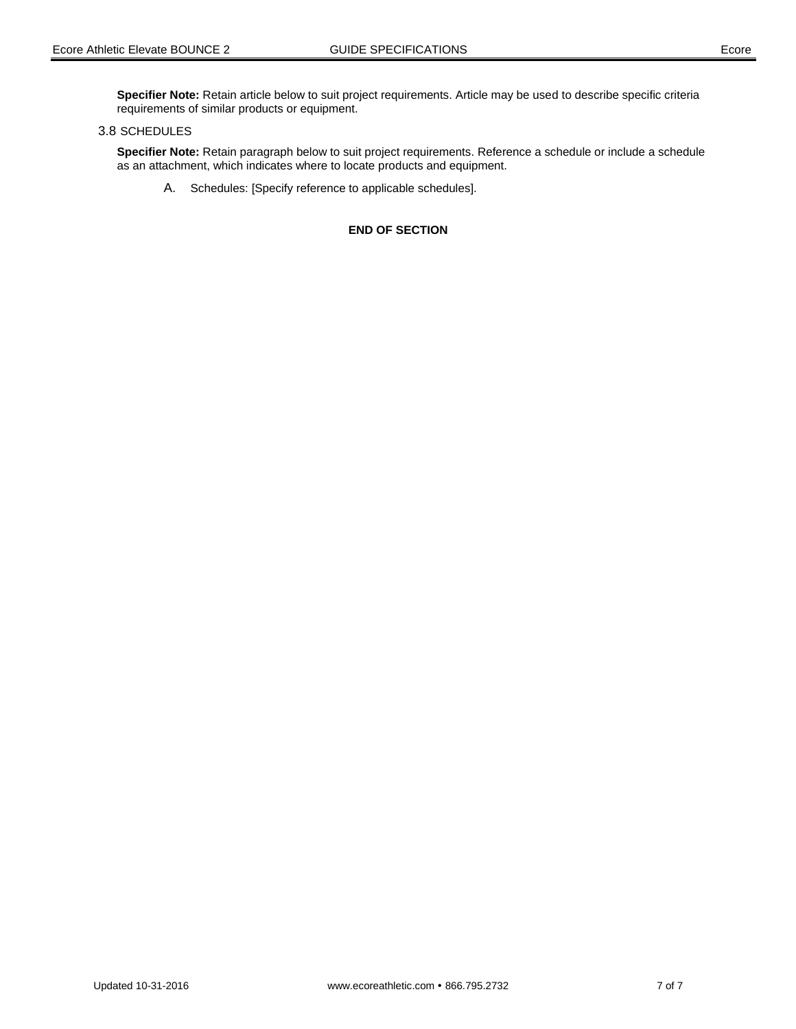**Specifier Note:** Retain article below to suit project requirements. Article may be used to describe specific criteria requirements of similar products or equipment.

## 3.8 SCHEDULES

**Specifier Note:** Retain paragraph below to suit project requirements. Reference a schedule or include a schedule as an attachment, which indicates where to locate products and equipment.

A. Schedules: [Specify reference to applicable schedules].

**END OF SECTION**